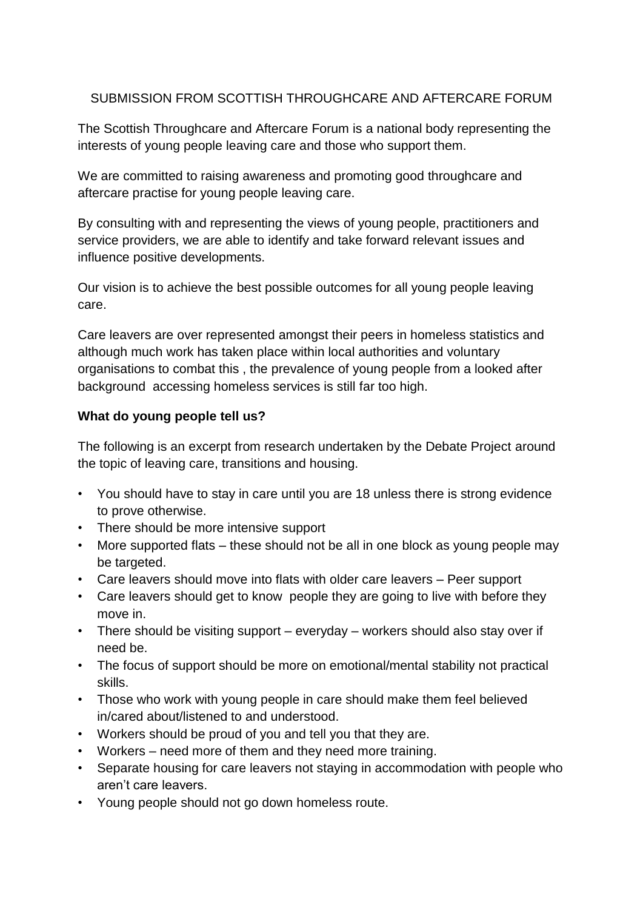# SUBMISSION FROM SCOTTISH THROUGHCARE AND AFTERCARE FORUM

The Scottish Throughcare and Aftercare Forum is a national body representing the interests of young people leaving care and those who support them.

We are committed to raising awareness and promoting good throughcare and aftercare practise for young people leaving care.

By consulting with and representing the views of young people, practitioners and service providers, we are able to identify and take forward relevant issues and influence positive developments.

Our vision is to achieve the best possible outcomes for all young people leaving care.

Care leavers are over represented amongst their peers in homeless statistics and although much work has taken place within local authorities and voluntary organisations to combat this , the prevalence of young people from a looked after background accessing homeless services is still far too high.

**What do young people tell us?**

The following is an excerpt from research undertaken by the Debate Project around the topic of leaving care, transitions and housing.

- You should have to stay in care until you are 18 unless there is strong evidence to prove otherwise.
- There should be more intensive support
- More supported flats – these should not be all in one block as young people may be targeted.
- Care leavers should move into flats with older care leavers – Peer support
- Care leavers should get to know people they are going to live with before they move in.
- There should be visiting support – everyday – workers should also stay over if need be.
- The focus of support should be more on emotional/mental stability not practical skills.
- Those who work with young people in care should make them feel believed in/cared about/listened to and understood.
- Workers should be proud of you and tell you that they are.
- Workers – need more of them and they need more training.
- Separate housing for care leavers not staying in accommodation with people who aren't care leavers.
- Young people should not go down homeless route.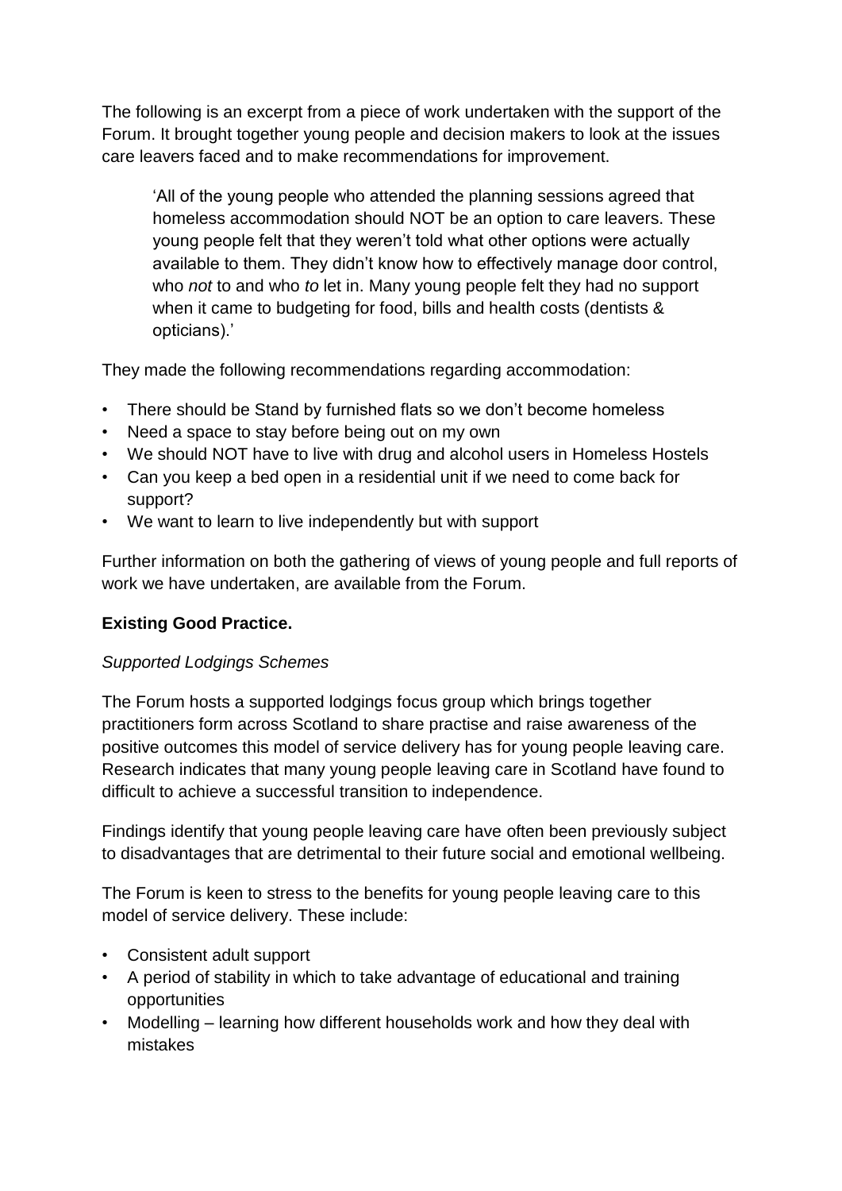The following is an excerpt from a piece of work undertaken with the support of the Forum. It brought together young people and decision makers to look at the issues care leavers faced and to make recommendations for improvement.

> 'All of the young people who attended the planning sessions agreed that homeless accommodation should NOT be an option to care leavers. These young people felt that they weren't told what other options were actually available to them. They didn't know how to effectively manage door control, who *not* to and who *to* let in. Many young people felt they had no support when it came to budgeting for food, bills and health costs (dentists & opticians).'

They made the following recommendations regarding accommodation:

- There should be Stand by furnished flats so we don't become homeless
- Need a space to stay before being out on my own
- We should NOT have to live with drug and alcohol users in Homeless Hostels
- Can you keep a bed open in a residential unit if we need to come back for support?
- We want to learn to live independently but with support

Further information on both the gathering of views of young people and full reports of work we have undertaken, are available from the Forum.

**Existing Good Practice.**

*Supported Lodgings Schemes*

The Forum hosts a supported lodgings focus group which brings together practitioners form across Scotland to share practise and raise awareness of the positive outcomes this model of service delivery has for young people leaving care. Research indicates that many young people leaving care in Scotland have found to difficult to achieve a successful transition to independence.

Findings identify that young people leaving care have often been previously subject to disadvantages that are detrimental to their future social and emotional wellbeing.

The Forum is keen to stress to the benefits for young people leaving care to this model of service delivery. These include:

- Consistent adult support
- A period of stability in which to take advantage of educational and training opportunities
- Modelling – learning how different households work and how they deal with mistakes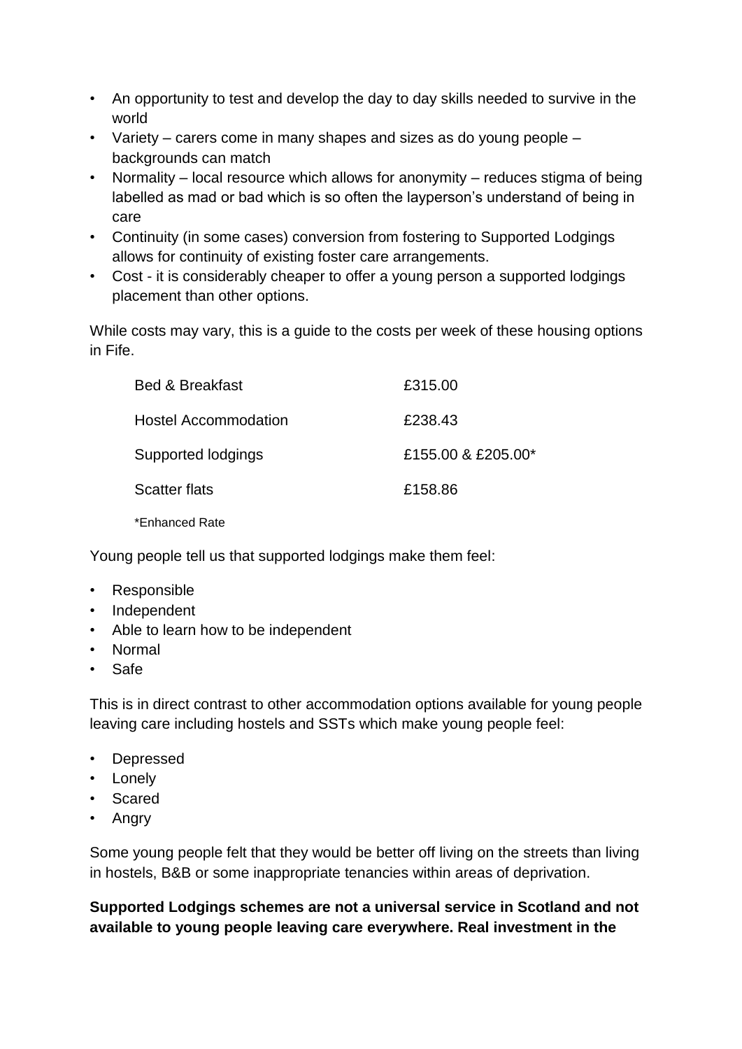- An opportunity to test and develop the day to day skills needed to survive in the world
- Variety – carers come in many shapes and sizes as do young people – backgrounds can match
- Normality – local resource which allows for anonymity – reduces stigma of being labelled as mad or bad which is so often the layperson's understand of being in care
- Continuity (in some cases) conversion from fostering to Supported Lodgings allows for continuity of existing foster care arrangements.
- Cost - it is considerably cheaper to offer a young person a supported lodgings placement than other options.

While costs may vary, this is a guide to the costs per week of these housing options in Fife.

| | |
|---|---|
| Bed & Breakfast | £315.00 |
| Hostel Accommodation | £238.43 |
| Supported lodgings | £155.00 & £205.00* |
| Scatter flats | £158.86 |

*Enhanced Rate

Young people tell us that supported lodgings make them feel:

- Responsible
- Independent
- Able to learn how to be independent
- Normal
- Safe

This is in direct contrast to other accommodation options available for young people leaving care including hostels and SSTs which make young people feel:

- Depressed
- Lonely
- Scared
- Angry

Some young people felt that they would be better off living on the streets than living in hostels, B&B or some inappropriate tenancies within areas of deprivation.

**Supported Lodgings schemes are not a universal service in Scotland and not available to young people leaving care everywhere. Real investment in the**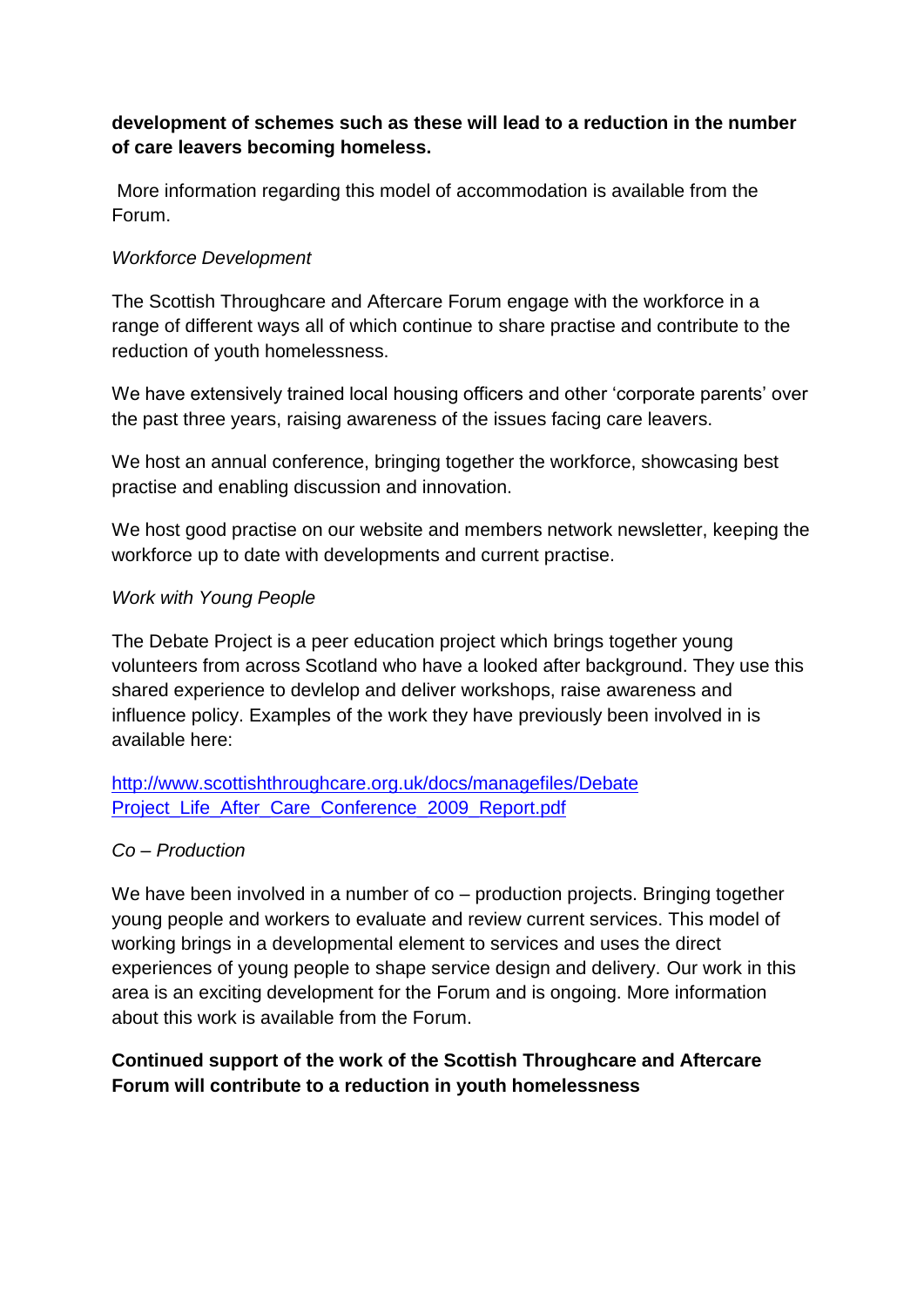**development of schemes such as these will lead to a reduction in the number of care leavers becoming homeless.**

More information regarding this model of accommodation is available from the Forum.

*Workforce Development*

The Scottish Throughcare and Aftercare Forum engage with the workforce in a range of different ways all of which continue to share practise and contribute to the reduction of youth homelessness.

We have extensively trained local housing officers and other 'corporate parents' over the past three years, raising awareness of the issues facing care leavers.

We host an annual conference, bringing together the workforce, showcasing best practise and enabling discussion and innovation.

We host good practise on our website and members network newsletter, keeping the workforce up to date with developments and current practise.

*Work with Young People*

The Debate Project is a peer education project which brings together young volunteers from across Scotland who have a looked after background. They use this shared experience to devlelop and deliver workshops, raise awareness and influence policy. Examples of the work they have previously been involved in is available here:

http://www.scottishthroughcare.org.uk/docs/managefiles/Debate Project_Life_After_Care_Conference_2009_Report.pdf

*Co – Production*

We have been involved in a number of co – production projects. Bringing together young people and workers to evaluate and review current services. This model of working brings in a developmental element to services and uses the direct experiences of young people to shape service design and delivery. Our work in this area is an exciting development for the Forum and is ongoing. More information about this work is available from the Forum.

**Continued support of the work of the Scottish Throughcare and Aftercare Forum will contribute to a reduction in youth homelessness**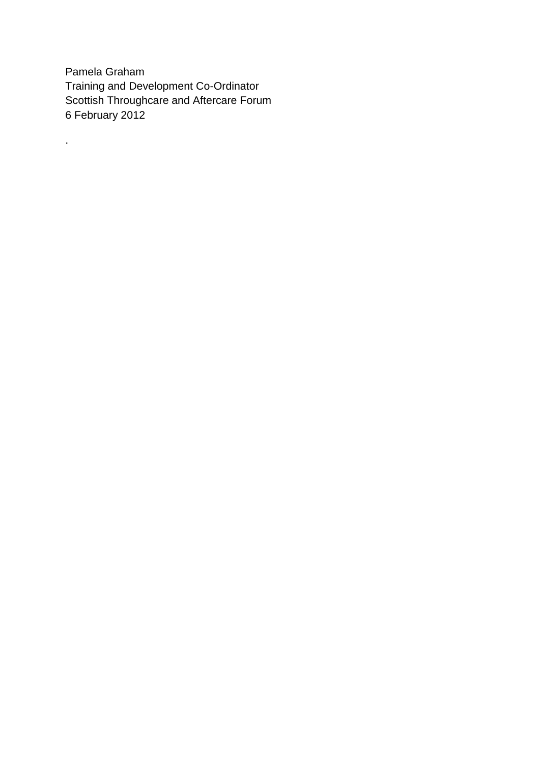Pamela Graham
Training and Development Co-Ordinator
Scottish Throughcare and Aftercare Forum
6 February 2012

.